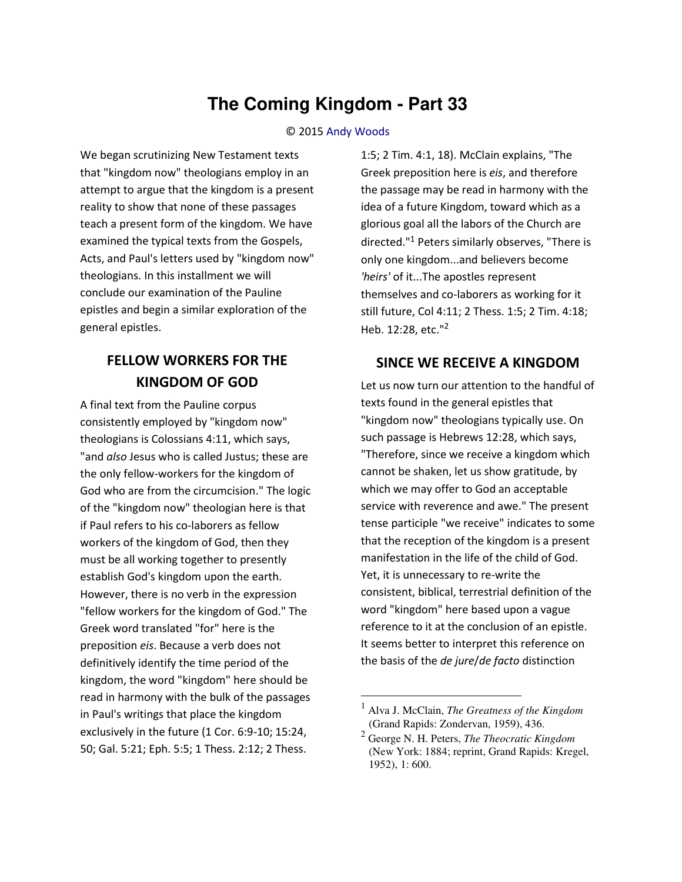# The Coming Kingdom - Part 33

© 2015 Andy Woods

We began scrutinizing New Testament texts that "kingdom now" theologians employ in an attempt to argue that the kingdom is a present reality to show that none of these passages teach a present form of the kingdom. We have examined the typical texts from the Gospels, Acts, and Paul's letters used by "kingdom now" theologians. In this installment we will conclude our examination of the Pauline epistles and begin a similar exploration of the general epistles.

## FELLOW WORKERS FOR THE KINGDOM OF GOD

A final text from the Pauline corpus consistently employed by "kingdom now" theologians is Colossians 4:11, which says, "and *also* Jesus who is called Justus; these are the only fellow-workers for the kingdom of God who are from the circumcision." The logic of the "kingdom now" theologian here is that if Paul refers to his co-laborers as fellow workers of the kingdom of God, then they must be all working together to presently establish God's kingdom upon the earth. However, there is no verb in the expression "fellow workers for the kingdom of God." The Greek word translated "for" here is the preposition *eis*. Because a verb does not definitively identify the time period of the kingdom, the word "kingdom" here should be read in harmony with the bulk of the passages in Paul's writings that place the kingdom exclusively in the future (1 Cor. 6:9-10; 15:24, 50; Gal. 5:21; Eph. 5:5; 1 Thess. 2:12; 2 Thess. 1:5; 2 Tim. 4:1, 18). McClain explains, "The Greek preposition here is *eis*, and therefore the passage may be read in harmony with the idea of a future Kingdom, toward which as a glorious goal all the labors of the Church are directed."[1] Peters similarly observes, "There is only one kingdom...and believers become *'heirs'* of it...The apostles represent themselves and co-laborers as working for it still future, Col 4:11; 2 Thess. 1:5; 2 Tim. 4:18; Heb. 12:28, etc."[2]

## SINCE WE RECEIVE A KINGDOM

Let us now turn our attention to the handful of texts found in the general epistles that "kingdom now" theologians typically use. On such passage is Hebrews 12:28, which says, "Therefore, since we receive a kingdom which cannot be shaken, let us show gratitude, by which we may offer to God an acceptable service with reverence and awe." The present tense participle "we receive" indicates to some that the reception of the kingdom is a present manifestation in the life of the child of God. Yet, it is unnecessary to re-write the consistent, biblical, terrestrial definition of the word "kingdom" here based upon a vague reference to it at the conclusion of an epistle. It seems better to interpret this reference on the basis of the *de jure*/*de facto* distinction

---

[1] Alva J. McClain, *The Greatness of the Kingdom* (Grand Rapids: Zondervan, 1959), 436.

[2] George N. H. Peters, *The Theocratic Kingdom* (New York: 1884; reprint, Grand Rapids: Kregel, 1952), 1: 600.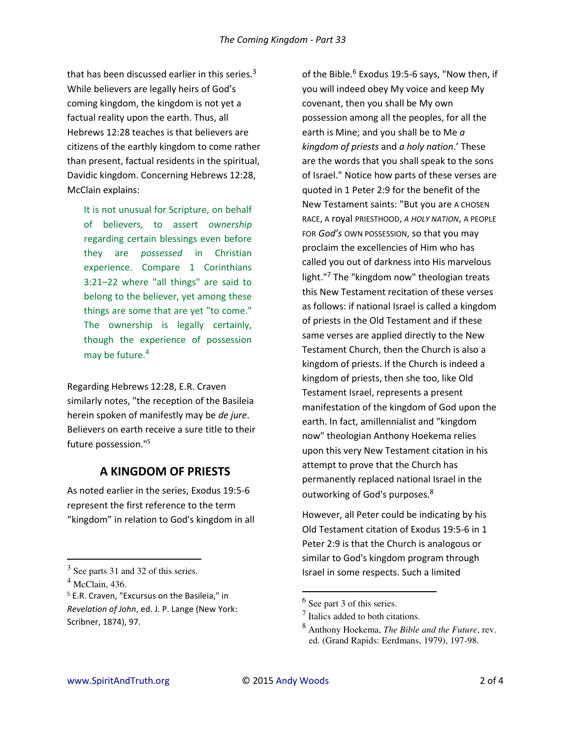that has been discussed earlier in this series.[3] While believers are legally heirs of God's coming kingdom, the kingdom is not yet a factual reality upon the earth. Thus, all Hebrews 12:28 teaches is that believers are citizens of the earthly kingdom to come rather than present, factual residents in the spiritual, Davidic kingdom. Concerning Hebrews 12:28, McClain explains:

> It is not unusual for Scripture, on behalf of believers, to assert *ownership* regarding certain blessings even before they are *possessed* in Christian experience. Compare 1 Corinthians 3:21–22 where "all things" are said to belong to the believer, yet among these things are some that are yet "to come." The ownership is legally certainly, though the experience of possession may be future.[4]

Regarding Hebrews 12:28, E.R. Craven similarly notes, "the reception of the Basileia herein spoken of manifestly may be *de jure*. Believers on earth receive a sure title to their future possession."[5]

## A KINGDOM OF PRIESTS

As noted earlier in the series, Exodus 19:5-6 represent the first reference to the term "kingdom" in relation to God's kingdom in all of the Bible.[6] Exodus 19:5-6 says, "Now then, if you will indeed obey My voice and keep My covenant, then you shall be My own possession among all the peoples, for all the earth is Mine; and you shall be to Me *a kingdom of priests* and *a holy nation*.' These are the words that you shall speak to the sons of Israel." Notice how parts of these verses are quoted in 1 Peter 2:9 for the benefit of the New Testament saints: "But you are A CHOSEN RACE, A royal PRIESTHOOD, *A HOLY NATION*, A PEOPLE FOR *God's* OWN POSSESSION, so that you may proclaim the excellencies of Him who has called you out of darkness into His marvelous light."[7] The "kingdom now" theologian treats this New Testament recitation of these verses as follows: if national Israel is called a kingdom of priests in the Old Testament and if these same verses are applied directly to the New Testament Church, then the Church is also a kingdom of priests. If the Church is indeed a kingdom of priests, then she too, like Old Testament Israel, represents a present manifestation of the kingdom of God upon the earth. In fact, amillennialist and "kingdom now" theologian Anthony Hoekema relies upon this very New Testament citation in his attempt to prove that the Church has permanently replaced national Israel in the outworking of God's purposes.[8]

However, all Peter could be indicating by his Old Testament citation of Exodus 19:5-6 in 1 Peter 2:9 is that the Church is analogous or similar to God's kingdom program through Israel in some respects. Such a limited

---

[3] See parts 31 and 32 of this series.

[4] McClain, 436.

[5] E.R. Craven, "Excursus on the Basileia," in *Revelation of John*, ed. J. P. Lange (New York: Scribner, 1874), 97.

[6] See part 3 of this series.

[7] Italics added to both citations.

[8] Anthony Hoekema, *The Bible and the Future*, rev. ed. (Grand Rapids: Eerdmans, 1979), 197-98.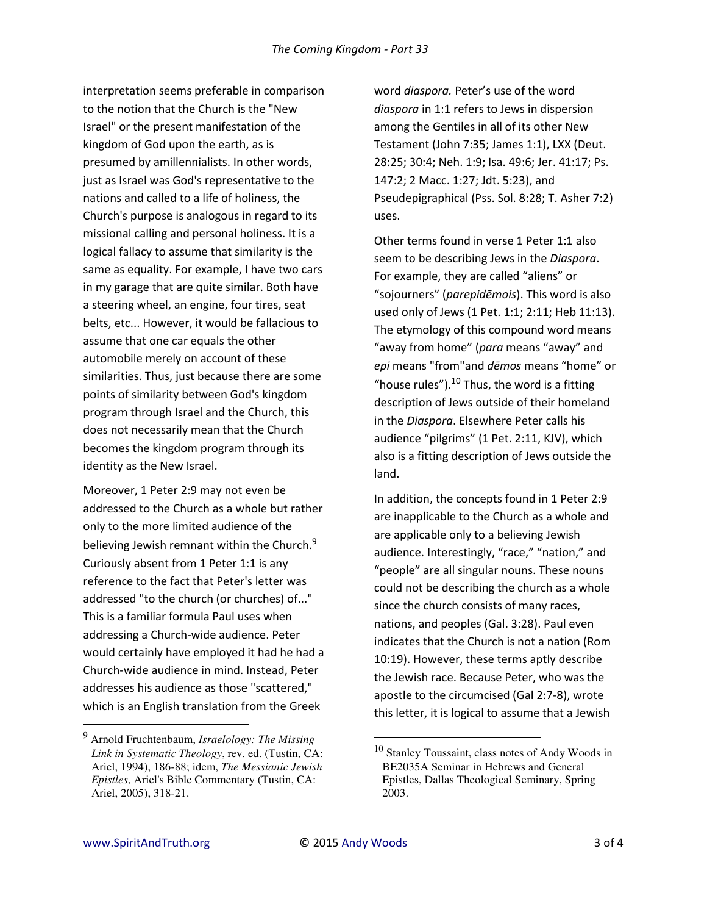interpretation seems preferable in comparison to the notion that the Church is the "New Israel" or the present manifestation of the kingdom of God upon the earth, as is presumed by amillennialists. In other words, just as Israel was God's representative to the nations and called to a life of holiness, the Church's purpose is analogous in regard to its missional calling and personal holiness. It is a logical fallacy to assume that similarity is the same as equality. For example, I have two cars in my garage that are quite similar. Both have a steering wheel, an engine, four tires, seat belts, etc... However, it would be fallacious to assume that one car equals the other automobile merely on account of these similarities. Thus, just because there are some points of similarity between God's kingdom program through Israel and the Church, this does not necessarily mean that the Church becomes the kingdom program through its identity as the New Israel.

Moreover, 1 Peter 2:9 may not even be addressed to the Church as a whole but rather only to the more limited audience of the believing Jewish remnant within the Church.[9] Curiously absent from 1 Peter 1:1 is any reference to the fact that Peter's letter was addressed "to the church (or churches) of..." This is a familiar formula Paul uses when addressing a Church-wide audience. Peter would certainly have employed it had he had a Church-wide audience in mind. Instead, Peter addresses his audience as those "scattered," which is an English translation from the Greek word *diaspora.* Peter's use of the word *diaspora* in 1:1 refers to Jews in dispersion among the Gentiles in all of its other New Testament (John 7:35; James 1:1), LXX (Deut. 28:25; 30:4; Neh. 1:9; Isa. 49:6; Jer. 41:17; Ps. 147:2; 2 Macc. 1:27; Jdt. 5:23), and Pseudepigraphical (Pss. Sol. 8:28; T. Asher 7:2) uses.

Other terms found in verse 1 Peter 1:1 also seem to be describing Jews in the *Diaspora*. For example, they are called "aliens" or "sojourners" (*parepidēmois*). This word is also used only of Jews (1 Pet. 1:1; 2:11; Heb 11:13). The etymology of this compound word means "away from home" (*para* means "away" and *epi* means "from"and *dēmos* means "home" or "house rules").[10] Thus, the word is a fitting description of Jews outside of their homeland in the *Diaspora*. Elsewhere Peter calls his audience "pilgrims" (1 Pet. 2:11, KJV), which also is a fitting description of Jews outside the land.

In addition, the concepts found in 1 Peter 2:9 are inapplicable to the Church as a whole and are applicable only to a believing Jewish audience. Interestingly, "race," "nation," and "people" are all singular nouns. These nouns could not be describing the church as a whole since the church consists of many races, nations, and peoples (Gal. 3:28). Paul even indicates that the Church is not a nation (Rom 10:19). However, these terms aptly describe the Jewish race. Because Peter, who was the apostle to the circumcised (Gal 2:7-8), wrote this letter, it is logical to assume that a Jewish

---

[9] Arnold Fruchtenbaum, *Israelology: The Missing Link in Systematic Theology*, rev. ed. (Tustin, CA: Ariel, 1994), 186-88; idem, *The Messianic Jewish Epistles*, Ariel's Bible Commentary (Tustin, CA: Ariel, 2005), 318-21.

[10] Stanley Toussaint, class notes of Andy Woods in BE2035A Seminar in Hebrews and General Epistles, Dallas Theological Seminary, Spring 2003.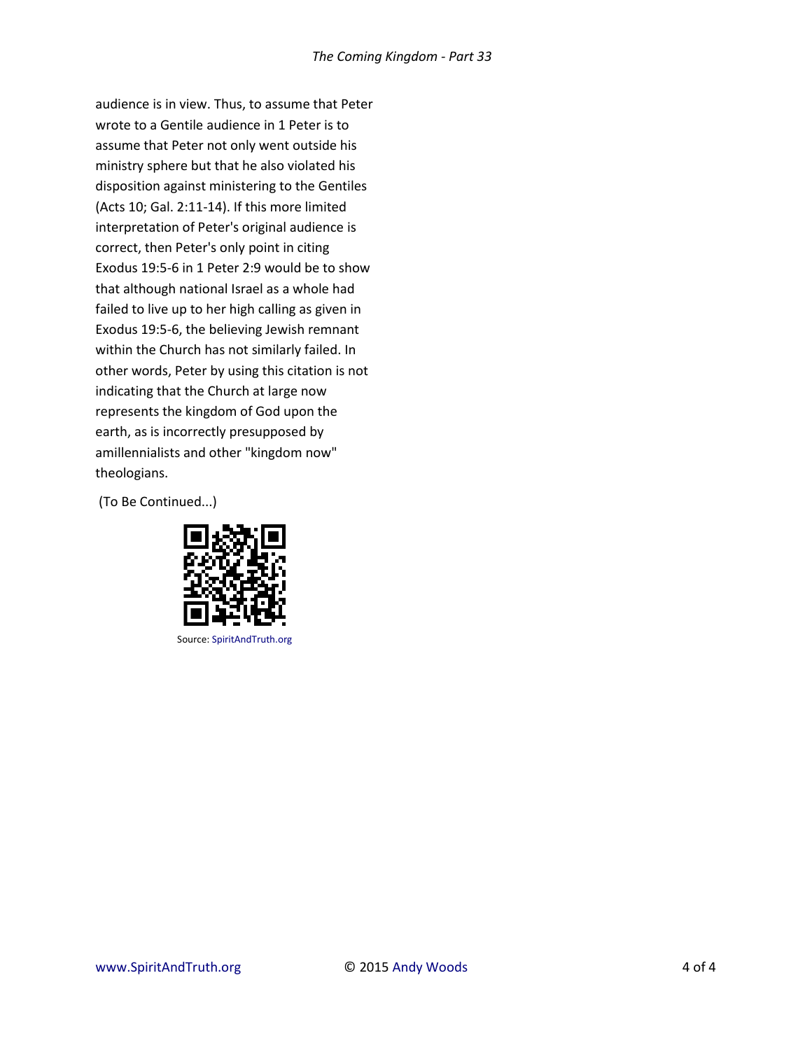audience is in view. Thus, to assume that Peter wrote to a Gentile audience in 1 Peter is to assume that Peter not only went outside his ministry sphere but that he also violated his disposition against ministering to the Gentiles (Acts 10; Gal. 2:11-14). If this more limited interpretation of Peter's original audience is correct, then Peter's only point in citing Exodus 19:5-6 in 1 Peter 2:9 would be to show that although national Israel as a whole had failed to live up to her high calling as given in Exodus 19:5-6, the believing Jewish remnant within the Church has not similarly failed. In other words, Peter by using this citation is not indicating that the Church at large now represents the kingdom of God upon the earth, as is incorrectly presupposed by amillennialists and other "kingdom now" theologians.

(To Be Continued...)

Source: SpiritAndTruth.org